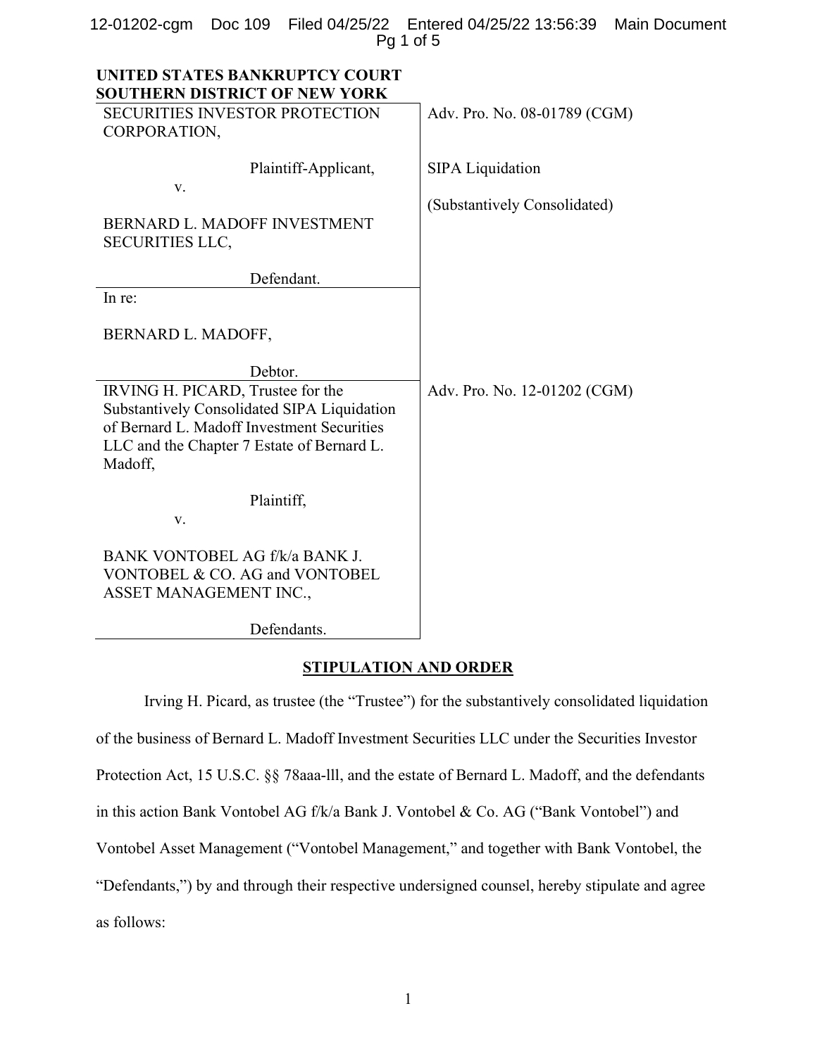**UNITED STATES BANKRUPTCY COURT**
**SOUTHERN DISTRICT OF NEW YORK**

| | |
|---|---|
| SECURITIES INVESTOR PROTECTION CORPORATION,<br><br>Plaintiff-Applicant,<br><br>v.<br><br>BERNARD L. MADOFF INVESTMENT SECURITIES LLC,<br><br>Defendant. | Adv. Pro. No. 08-01789 (CGM)<br><br>SIPA Liquidation<br><br>(Substantively Consolidated) |
| In re:<br><br>BERNARD L. MADOFF,<br><br>Debtor. | |
| IRVING H. PICARD, Trustee for the Substantively Consolidated SIPA Liquidation of Bernard L. Madoff Investment Securities LLC and the Chapter 7 Estate of Bernard L. Madoff,<br><br>Plaintiff,<br><br>v.<br><br>BANK VONTOBEL AG f/k/a BANK J. VONTOBEL & CO. AG and VONTOBEL ASSET MANAGEMENT INC.,<br><br>Defendants. | Adv. Pro. No. 12-01202 (CGM) |

**STIPULATION AND ORDER**

Irving H. Picard, as trustee (the "Trustee") for the substantively consolidated liquidation of the business of Bernard L. Madoff Investment Securities LLC under the Securities Investor Protection Act, 15 U.S.C. §§ 78aaa-lll, and the estate of Bernard L. Madoff, and the defendants in this action Bank Vontobel AG f/k/a Bank J. Vontobel & Co. AG ("Bank Vontobel") and Vontobel Asset Management ("Vontobel Management," and together with Bank Vontobel, the "Defendants,") by and through their respective undersigned counsel, hereby stipulate and agree as follows: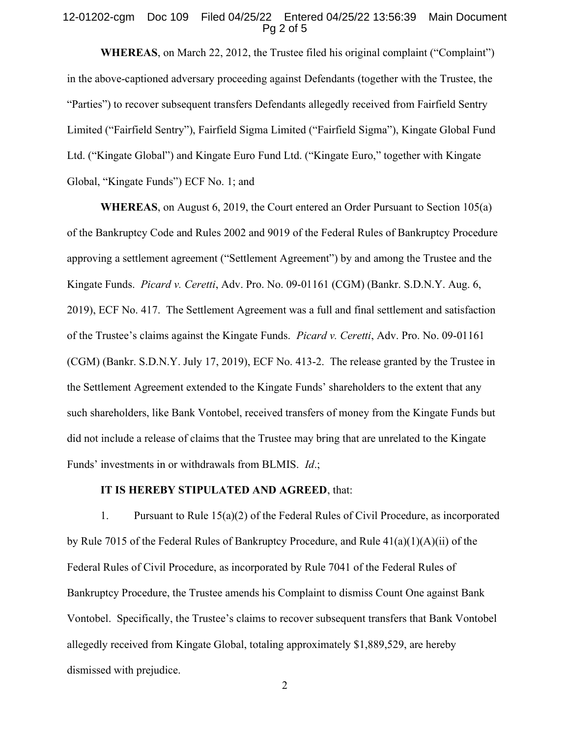**WHEREAS**, on March 22, 2012, the Trustee filed his original complaint ("Complaint") in the above-captioned adversary proceeding against Defendants (together with the Trustee, the "Parties") to recover subsequent transfers Defendants allegedly received from Fairfield Sentry Limited ("Fairfield Sentry"), Fairfield Sigma Limited ("Fairfield Sigma"), Kingate Global Fund Ltd. ("Kingate Global") and Kingate Euro Fund Ltd. ("Kingate Euro," together with Kingate Global, "Kingate Funds") ECF No. 1; and

**WHEREAS**, on August 6, 2019, the Court entered an Order Pursuant to Section 105(a) of the Bankruptcy Code and Rules 2002 and 9019 of the Federal Rules of Bankruptcy Procedure approving a settlement agreement ("Settlement Agreement") by and among the Trustee and the Kingate Funds. *Picard v. Ceretti*, Adv. Pro. No. 09-01161 (CGM) (Bankr. S.D.N.Y. Aug. 6, 2019), ECF No. 417. The Settlement Agreement was a full and final settlement and satisfaction of the Trustee's claims against the Kingate Funds. *Picard v. Ceretti*, Adv. Pro. No. 09-01161 (CGM) (Bankr. S.D.N.Y. July 17, 2019), ECF No. 413-2. The release granted by the Trustee in the Settlement Agreement extended to the Kingate Funds' shareholders to the extent that any such shareholders, like Bank Vontobel, received transfers of money from the Kingate Funds but did not include a release of claims that the Trustee may bring that are unrelated to the Kingate Funds' investments in or withdrawals from BLMIS. *Id*.;

**IT IS HEREBY STIPULATED AND AGREED**, that:

1. Pursuant to Rule 15(a)(2) of the Federal Rules of Civil Procedure, as incorporated by Rule 7015 of the Federal Rules of Bankruptcy Procedure, and Rule 41(a)(1)(A)(ii) of the Federal Rules of Civil Procedure, as incorporated by Rule 7041 of the Federal Rules of Bankruptcy Procedure, the Trustee amends his Complaint to dismiss Count One against Bank Vontobel. Specifically, the Trustee's claims to recover subsequent transfers that Bank Vontobel allegedly received from Kingate Global, totaling approximately $1,889,529, are hereby dismissed with prejudice.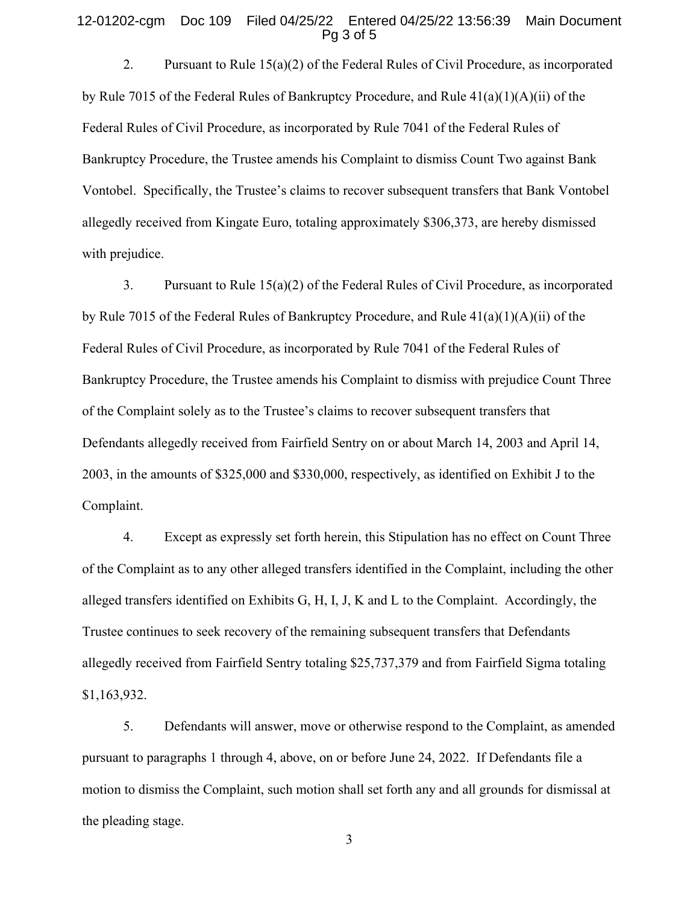2. Pursuant to Rule 15(a)(2) of the Federal Rules of Civil Procedure, as incorporated by Rule 7015 of the Federal Rules of Bankruptcy Procedure, and Rule 41(a)(1)(A)(ii) of the Federal Rules of Civil Procedure, as incorporated by Rule 7041 of the Federal Rules of Bankruptcy Procedure, the Trustee amends his Complaint to dismiss Count Two against Bank Vontobel. Specifically, the Trustee's claims to recover subsequent transfers that Bank Vontobel allegedly received from Kingate Euro, totaling approximately $306,373, are hereby dismissed with prejudice.

3. Pursuant to Rule 15(a)(2) of the Federal Rules of Civil Procedure, as incorporated by Rule 7015 of the Federal Rules of Bankruptcy Procedure, and Rule 41(a)(1)(A)(ii) of the Federal Rules of Civil Procedure, as incorporated by Rule 7041 of the Federal Rules of Bankruptcy Procedure, the Trustee amends his Complaint to dismiss with prejudice Count Three of the Complaint solely as to the Trustee's claims to recover subsequent transfers that Defendants allegedly received from Fairfield Sentry on or about March 14, 2003 and April 14, 2003, in the amounts of $325,000 and $330,000, respectively, as identified on Exhibit J to the Complaint.

4. Except as expressly set forth herein, this Stipulation has no effect on Count Three of the Complaint as to any other alleged transfers identified in the Complaint, including the other alleged transfers identified on Exhibits G, H, I, J, K and L to the Complaint. Accordingly, the Trustee continues to seek recovery of the remaining subsequent transfers that Defendants allegedly received from Fairfield Sentry totaling $25,737,379 and from Fairfield Sigma totaling $1,163,932.

5. Defendants will answer, move or otherwise respond to the Complaint, as amended pursuant to paragraphs 1 through 4, above, on or before June 24, 2022. If Defendants file a motion to dismiss the Complaint, such motion shall set forth any and all grounds for dismissal at the pleading stage.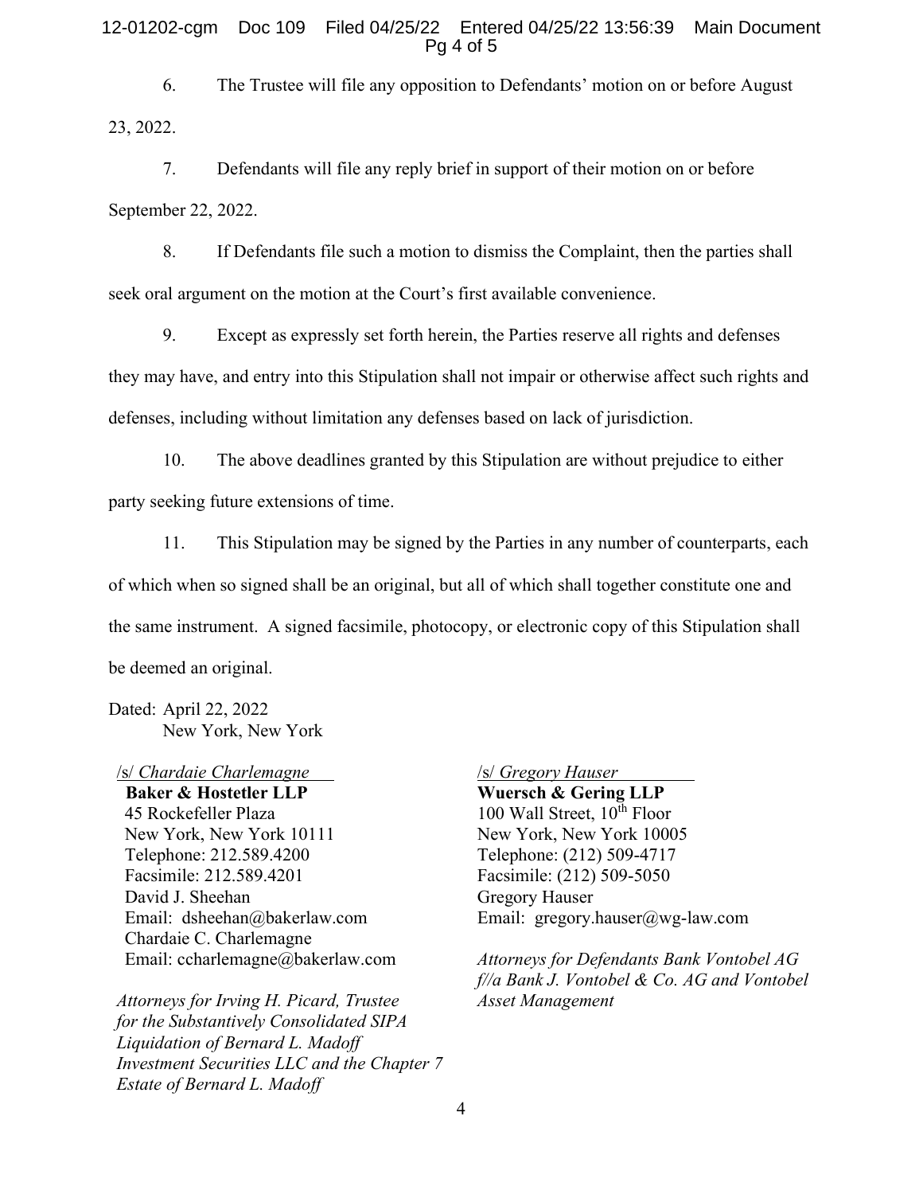6. The Trustee will file any opposition to Defendants' motion on or before August 23, 2022.

7. Defendants will file any reply brief in support of their motion on or before September 22, 2022.

8. If Defendants file such a motion to dismiss the Complaint, then the parties shall seek oral argument on the motion at the Court's first available convenience.

9. Except as expressly set forth herein, the Parties reserve all rights and defenses they may have, and entry into this Stipulation shall not impair or otherwise affect such rights and defenses, including without limitation any defenses based on lack of jurisdiction.

10. The above deadlines granted by this Stipulation are without prejudice to either party seeking future extensions of time.

11. This Stipulation may be signed by the Parties in any number of counterparts, each of which when so signed shall be an original, but all of which shall together constitute one and the same instrument. A signed facsimile, photocopy, or electronic copy of this Stipulation shall be deemed an original.

Dated: April 22, 2022
New York, New York

/s/ *Chardaie Charlemagne*
**Baker & Hostetler LLP**
45 Rockefeller Plaza
New York, New York 10111
Telephone: 212.589.4200
Facsimile: 212.589.4201
David J. Sheehan
Email: dsheehan@bakerlaw.com
Chardaie C. Charlemagne
Email: ccharlemagne@bakerlaw.com

*Attorneys for Irving H. Picard, Trustee for the Substantively Consolidated SIPA Liquidation of Bernard L. Madoff Investment Securities LLC and the Chapter 7 Estate of Bernard L. Madoff*

/s/ *Gregory Hauser*
**Wuersch & Gering LLP**
100 Wall Street, 10th Floor
New York, New York 10005
Telephone: (212) 509-4717
Facsimile: (212) 509-5050
Gregory Hauser
Email: gregory.hauser@wg-law.com

*Attorneys for Defendants Bank Vontobel AG f//a Bank J. Vontobel & Co. AG and Vontobel Asset Management*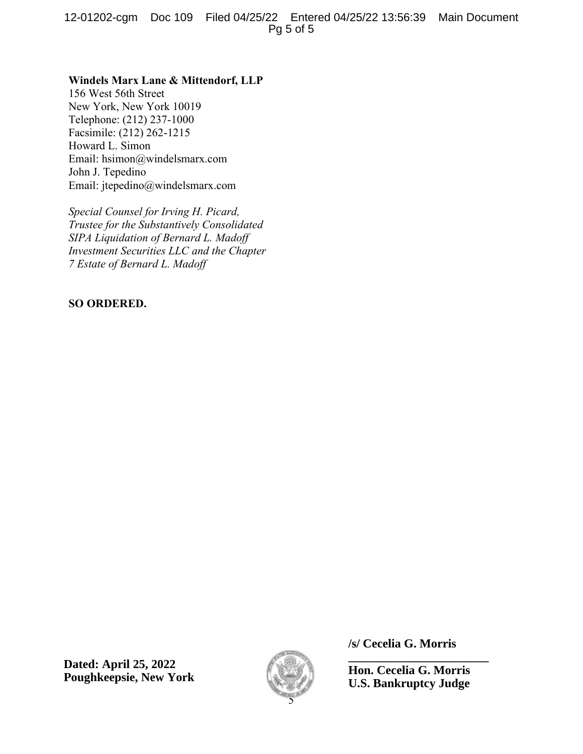**Windels Marx Lane & Mittendorf, LLP**
156 West 56th Street
New York, New York 10019
Telephone: (212) 237-1000
Facsimile: (212) 262-1215
Howard L. Simon
Email: hsimon@windelsmarx.com
John J. Tepedino
Email: jtepedino@windelsmarx.com

*Special Counsel for Irving H. Picard, Trustee for the Substantively Consolidated SIPA Liquidation of Bernard L. Madoff Investment Securities LLC and the Chapter 7 Estate of Bernard L. Madoff*

**SO ORDERED.**

**Dated: April 25, 2022**
**Poughkeepsie, New York**

**/s/ Cecelia G. Morris**

**\_\_\_\_\_\_\_\_\_\_\_\_\_\_\_\_\_\_\_\_\_\_\_**
**Hon. Cecelia G. Morris**
**U.S. Bankruptcy Judge**